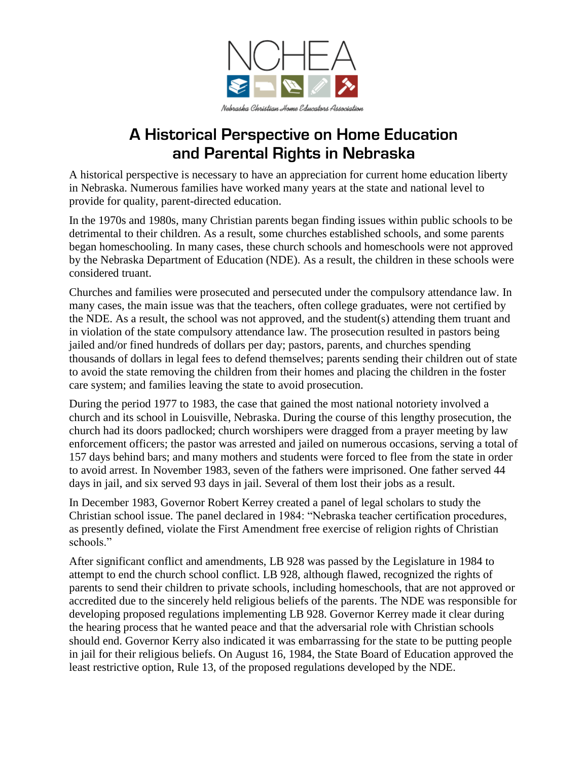NCHEA

Nebraska Christian Home Educators Association

# A Historical Perspective on Home Education and Parental Rights in Nebraska

A historical perspective is necessary to have an appreciation for current home education liberty in Nebraska. Numerous families have worked many years at the state and national level to provide for quality, parent-directed education.

In the 1970s and 1980s, many Christian parents began finding issues within public schools to be detrimental to their children. As a result, some churches established schools, and some parents began homeschooling. In many cases, these church schools and homeschools were not approved by the Nebraska Department of Education (NDE). As a result, the children in these schools were considered truant.

Churches and families were prosecuted and persecuted under the compulsory attendance law. In many cases, the main issue was that the teachers, often college graduates, were not certified by the NDE. As a result, the school was not approved, and the student(s) attending them truant and in violation of the state compulsory attendance law. The prosecution resulted in pastors being jailed and/or fined hundreds of dollars per day; pastors, parents, and churches spending thousands of dollars in legal fees to defend themselves; parents sending their children out of state to avoid the state removing the children from their homes and placing the children in the foster care system; and families leaving the state to avoid prosecution.

During the period 1977 to 1983, the case that gained the most national notoriety involved a church and its school in Louisville, Nebraska. During the course of this lengthy prosecution, the church had its doors padlocked; church worshipers were dragged from a prayer meeting by law enforcement officers; the pastor was arrested and jailed on numerous occasions, serving a total of 157 days behind bars; and many mothers and students were forced to flee from the state in order to avoid arrest. In November 1983, seven of the fathers were imprisoned. One father served 44 days in jail, and six served 93 days in jail. Several of them lost their jobs as a result.

In December 1983, Governor Robert Kerrey created a panel of legal scholars to study the Christian school issue. The panel declared in 1984: "Nebraska teacher certification procedures, as presently defined, violate the First Amendment free exercise of religion rights of Christian schools."

After significant conflict and amendments, LB 928 was passed by the Legislature in 1984 to attempt to end the church school conflict. LB 928, although flawed, recognized the rights of parents to send their children to private schools, including homeschools, that are not approved or accredited due to the sincerely held religious beliefs of the parents. The NDE was responsible for developing proposed regulations implementing LB 928. Governor Kerrey made it clear during the hearing process that he wanted peace and that the adversarial role with Christian schools should end. Governor Kerry also indicated it was embarrassing for the state to be putting people in jail for their religious beliefs. On August 16, 1984, the State Board of Education approved the least restrictive option, Rule 13, of the proposed regulations developed by the NDE.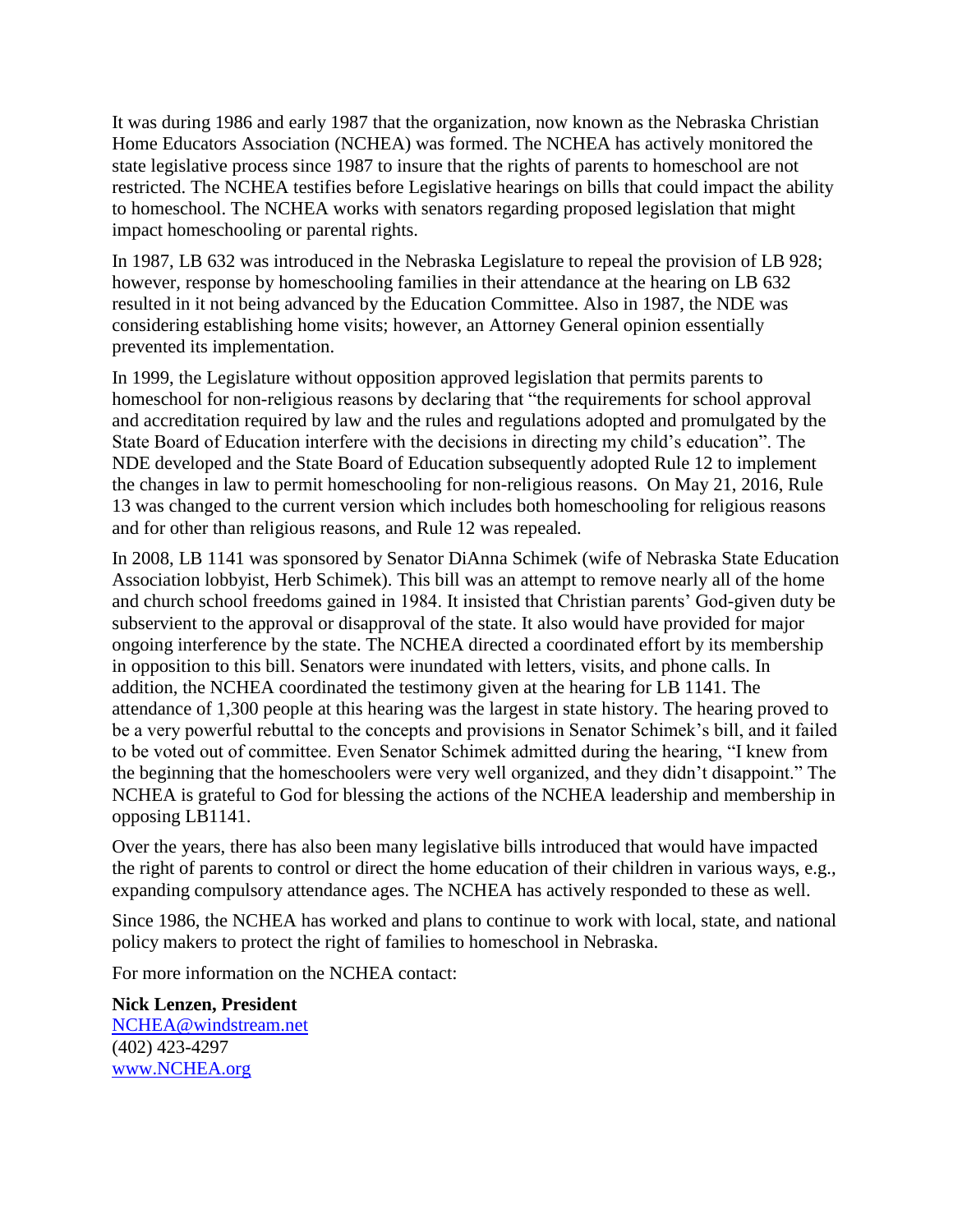It was during 1986 and early 1987 that the organization, now known as the Nebraska Christian Home Educators Association (NCHEA) was formed. The NCHEA has actively monitored the state legislative process since 1987 to insure that the rights of parents to homeschool are not restricted. The NCHEA testifies before Legislative hearings on bills that could impact the ability to homeschool. The NCHEA works with senators regarding proposed legislation that might impact homeschooling or parental rights.

In 1987, LB 632 was introduced in the Nebraska Legislature to repeal the provision of LB 928; however, response by homeschooling families in their attendance at the hearing on LB 632 resulted in it not being advanced by the Education Committee. Also in 1987, the NDE was considering establishing home visits; however, an Attorney General opinion essentially prevented its implementation.

In 1999, the Legislature without opposition approved legislation that permits parents to homeschool for non-religious reasons by declaring that "the requirements for school approval and accreditation required by law and the rules and regulations adopted and promulgated by the State Board of Education interfere with the decisions in directing my child's education". The NDE developed and the State Board of Education subsequently adopted Rule 12 to implement the changes in law to permit homeschooling for non-religious reasons. On May 21, 2016, Rule 13 was changed to the current version which includes both homeschooling for religious reasons and for other than religious reasons, and Rule 12 was repealed.

In 2008, LB 1141 was sponsored by Senator DiAnna Schimek (wife of Nebraska State Education Association lobbyist, Herb Schimek). This bill was an attempt to remove nearly all of the home and church school freedoms gained in 1984. It insisted that Christian parents' God-given duty be subservient to the approval or disapproval of the state. It also would have provided for major ongoing interference by the state. The NCHEA directed a coordinated effort by its membership in opposition to this bill. Senators were inundated with letters, visits, and phone calls. In addition, the NCHEA coordinated the testimony given at the hearing for LB 1141. The attendance of 1,300 people at this hearing was the largest in state history. The hearing proved to be a very powerful rebuttal to the concepts and provisions in Senator Schimek's bill, and it failed to be voted out of committee. Even Senator Schimek admitted during the hearing, "I knew from the beginning that the homeschoolers were very well organized, and they didn't disappoint." The NCHEA is grateful to God for blessing the actions of the NCHEA leadership and membership in opposing LB1141.

Over the years, there has also been many legislative bills introduced that would have impacted the right of parents to control or direct the home education of their children in various ways, e.g., expanding compulsory attendance ages. The NCHEA has actively responded to these as well.

Since 1986, the NCHEA has worked and plans to continue to work with local, state, and national policy makers to protect the right of families to homeschool in Nebraska.

For more information on the NCHEA contact:

**Nick Lenzen, President**
NCHEA@windstream.net
(402) 423-4297
www.NCHEA.org